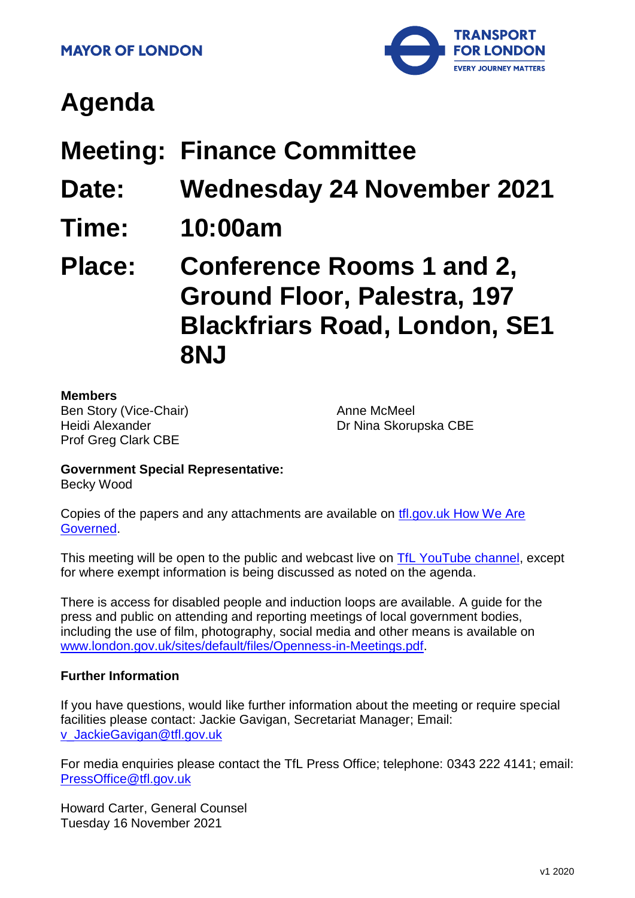**MAYOR OF LONDON**

**TRANSPORT FOR LONDON**
**EVERY JOURNEY MATTERS**

# Agenda

## Meeting: Finance Committee

## Date: Wednesday 24 November 2021

## Time: 10:00am

## Place: Conference Rooms 1 and 2, Ground Floor, Palestra, 197 Blackfriars Road, London, SE1 8NJ

**Members**

Ben Story (Vice-Chair)
Heidi Alexander
Prof Greg Clark CBE
Anne McMeel
Dr Nina Skorupska CBE

**Government Special Representative:**
Becky Wood

Copies of the papers and any attachments are available on [tfl.gov.uk How We Are Governed](tfl.gov.uk How We Are Governed).

This meeting will be open to the public and webcast live on [TfL YouTube channel](TfL YouTube channel), except for where exempt information is being discussed as noted on the agenda.

There is access for disabled people and induction loops are available. A guide for the press and public on attending and reporting meetings of local government bodies, including the use of film, photography, social media and other means is available on www.london.gov.uk/sites/default/files/Openness-in-Meetings.pdf.

**Further Information**

If you have questions, would like further information about the meeting or require special facilities please contact: Jackie Gavigan, Secretariat Manager; Email: v_JackieGavigan@tfl.gov.uk

For media enquiries please contact the TfL Press Office; telephone: 0343 222 4141; email: PressOffice@tfl.gov.uk

Howard Carter, General Counsel
Tuesday 16 November 2021

v1 2020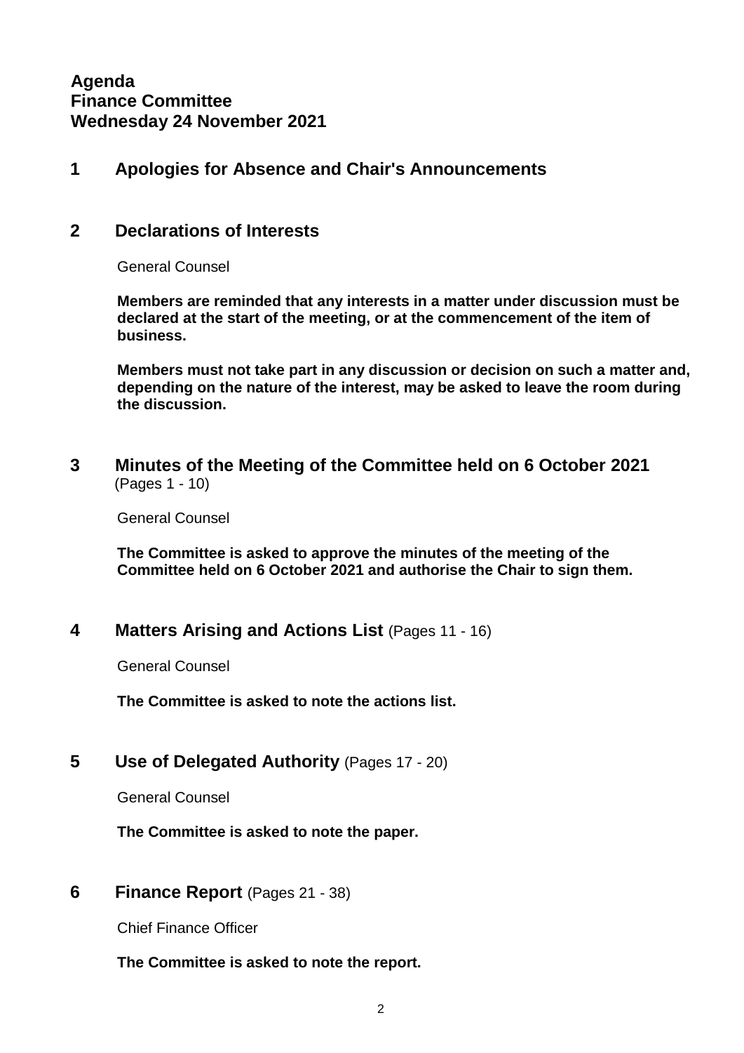**Agenda**
**Finance Committee**
**Wednesday 24 November 2021**

## 1 Apologies for Absence and Chair's Announcements

## 2 Declarations of Interests

General Counsel

**Members are reminded that any interests in a matter under discussion must be declared at the start of the meeting, or at the commencement of the item of business.**

**Members must not take part in any discussion or decision on such a matter and, depending on the nature of the interest, may be asked to leave the room during the discussion.**

## 3 Minutes of the Meeting of the Committee held on 6 October 2021 (Pages 1 - 10)

General Counsel

**The Committee is asked to approve the minutes of the meeting of the Committee held on 6 October 2021 and authorise the Chair to sign them.**

## 4 Matters Arising and Actions List (Pages 11 - 16)

General Counsel

**The Committee is asked to note the actions list.**

## 5 Use of Delegated Authority (Pages 17 - 20)

General Counsel

**The Committee is asked to note the paper.**

## 6 Finance Report (Pages 21 - 38)

Chief Finance Officer

**The Committee is asked to note the report.**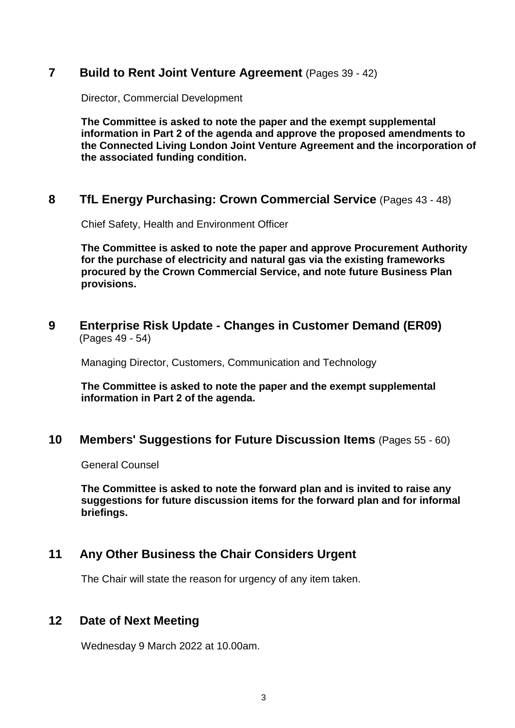## 7 Build to Rent Joint Venture Agreement (Pages 39 - 42)

Director, Commercial Development

**The Committee is asked to note the paper and the exempt supplemental information in Part 2 of the agenda and approve the proposed amendments to the Connected Living London Joint Venture Agreement and the incorporation of the associated funding condition.**

## 8 TfL Energy Purchasing: Crown Commercial Service (Pages 43 - 48)

Chief Safety, Health and Environment Officer

**The Committee is asked to note the paper and approve Procurement Authority for the purchase of electricity and natural gas via the existing frameworks procured by the Crown Commercial Service, and note future Business Plan provisions.**

## 9 Enterprise Risk Update - Changes in Customer Demand (ER09) (Pages 49 - 54)

Managing Director, Customers, Communication and Technology

**The Committee is asked to note the paper and the exempt supplemental information in Part 2 of the agenda.**

## 10 Members' Suggestions for Future Discussion Items (Pages 55 - 60)

General Counsel

**The Committee is asked to note the forward plan and is invited to raise any suggestions for future discussion items for the forward plan and for informal briefings.**

## 11 Any Other Business the Chair Considers Urgent

The Chair will state the reason for urgency of any item taken.

## 12 Date of Next Meeting

Wednesday 9 March 2022 at 10.00am.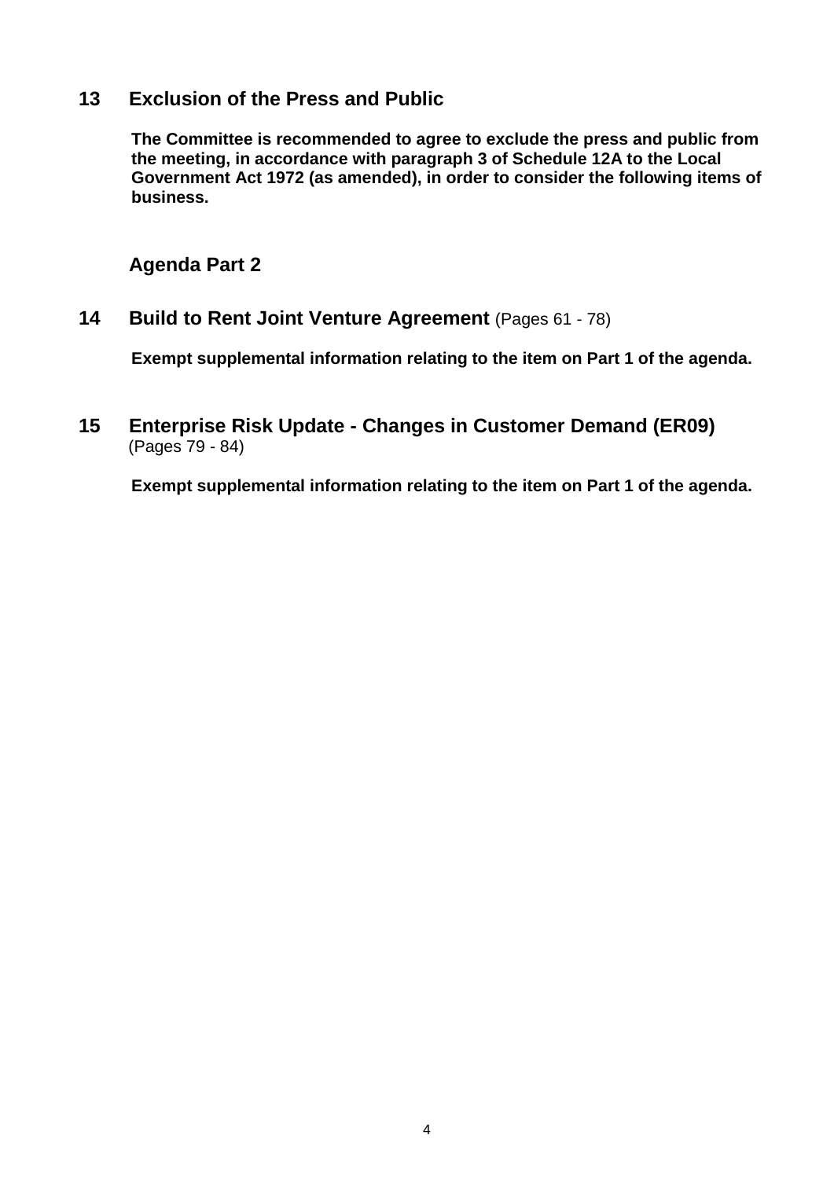## 13 Exclusion of the Press and Public

**The Committee is recommended to agree to exclude the press and public from the meeting, in accordance with paragraph 3 of Schedule 12A to the Local Government Act 1972 (as amended), in order to consider the following items of business.**

## Agenda Part 2

## 14 Build to Rent Joint Venture Agreement (Pages 61 - 78)

**Exempt supplemental information relating to the item on Part 1 of the agenda.**

## 15 Enterprise Risk Update - Changes in Customer Demand (ER09) (Pages 79 - 84)

**Exempt supplemental information relating to the item on Part 1 of the agenda.**